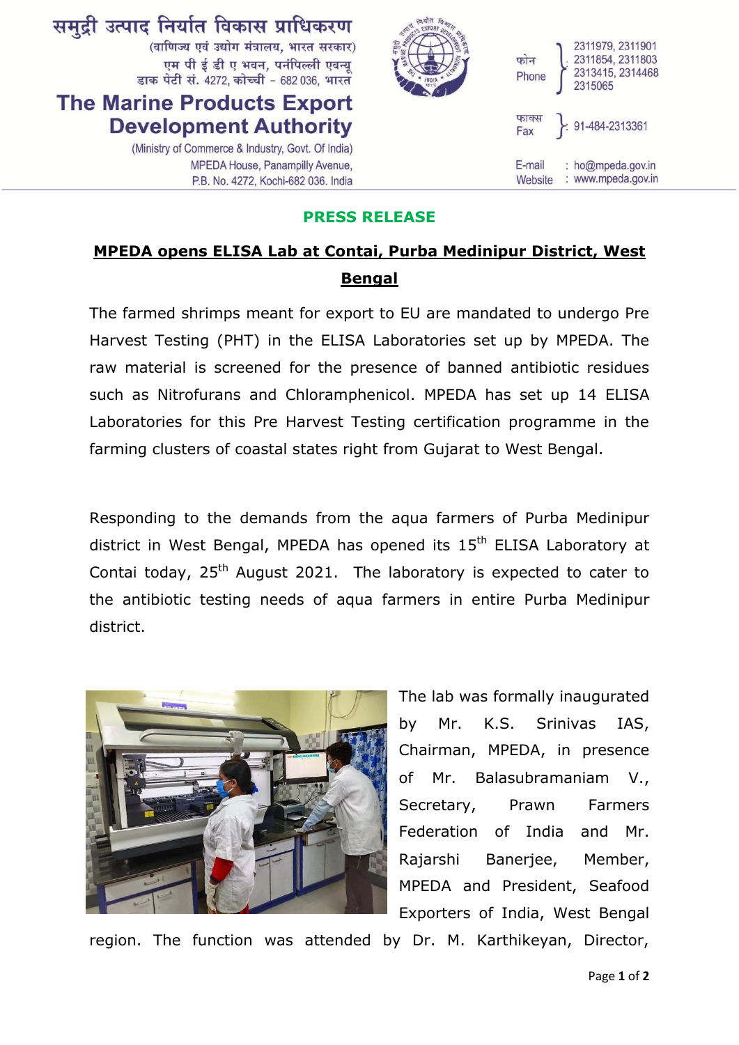समुद्री उत्पाद निर्यात विकास प्राधिकरण
(वाणिज्य एवं उद्योग मंत्रालय, भारत सरकार)
एम पी ई डी ए भवन, पनंपिल्ली एवन्यू
डाक पेटी सं. 4272, कोच्ची - 682 036, भारत

**The Marine Products Export Development Authority**
(Ministry of Commerce & Industry, Govt. Of India)
MPEDA House, Panampilly Avenue,
P.B. No. 4272, Kochi-682 036. India

फोन / Phone : 2311979, 2311901, 2311854, 2311803, 2313415, 2314468, 2315065
फाक्स / Fax : 91-484-2313361
E-mail : ho@mpeda.gov.in
Website : www.mpeda.gov.in

## PRESS RELEASE

### MPEDA opens ELISA Lab at Contai, Purba Medinipur District, West Bengal

The farmed shrimps meant for export to EU are mandated to undergo Pre Harvest Testing (PHT) in the ELISA Laboratories set up by MPEDA. The raw material is screened for the presence of banned antibiotic residues such as Nitrofurans and Chloramphenicol. MPEDA has set up 14 ELISA Laboratories for this Pre Harvest Testing certification programme in the farming clusters of coastal states right from Gujarat to West Bengal.

Responding to the demands from the aqua farmers of Purba Medinipur district in West Bengal, MPEDA has opened its 15th ELISA Laboratory at Contai today, 25th August 2021. The laboratory is expected to cater to the antibiotic testing needs of aqua farmers in entire Purba Medinipur district.

The lab was formally inaugurated by Mr. K.S. Srinivas IAS, Chairman, MPEDA, in presence of Mr. Balasubramaniam V., Secretary, Prawn Farmers Federation of India and Mr. Rajarshi Banerjee, Member, MPEDA and President, Seafood Exporters of India, West Bengal region. The function was attended by Dr. M. Karthikeyan, Director,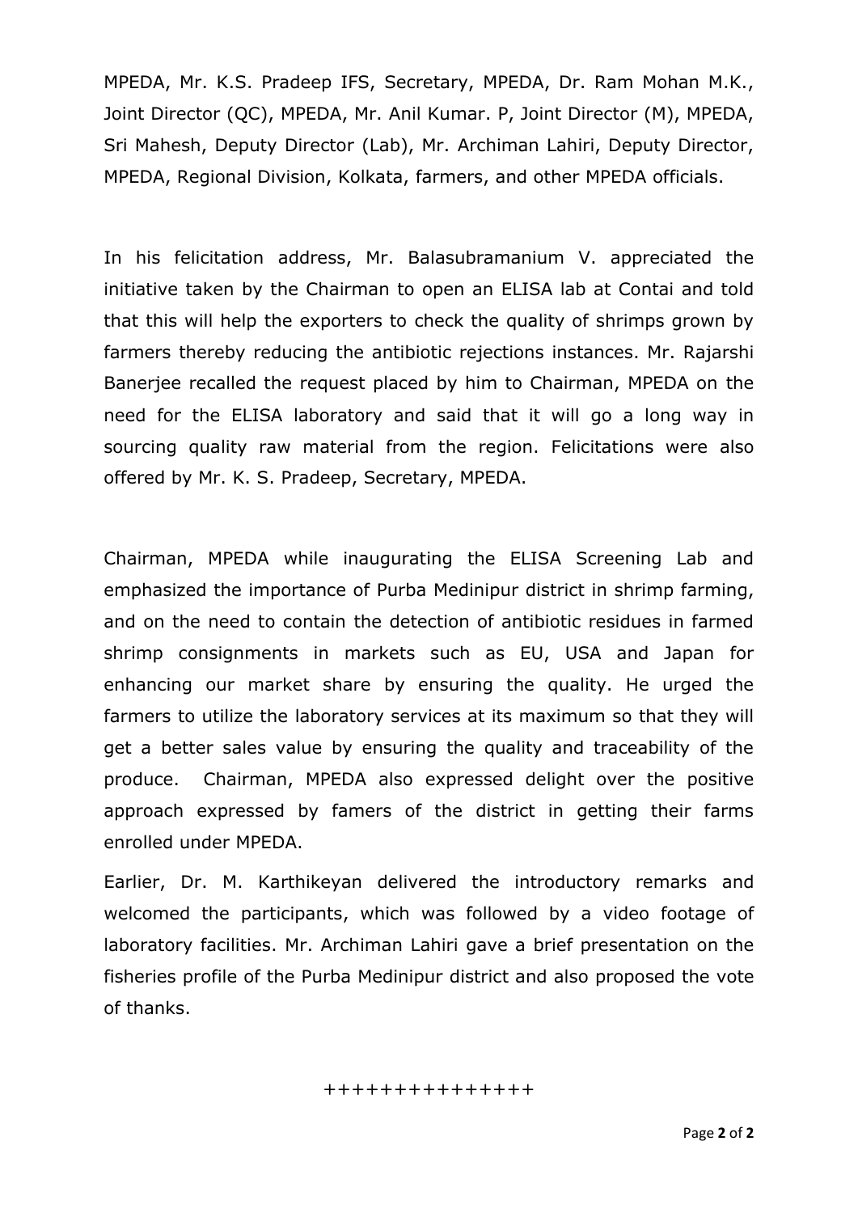MPEDA, Mr. K.S. Pradeep IFS, Secretary, MPEDA, Dr. Ram Mohan M.K., Joint Director (QC), MPEDA, Mr. Anil Kumar. P, Joint Director (M), MPEDA, Sri Mahesh, Deputy Director (Lab), Mr. Archiman Lahiri, Deputy Director, MPEDA, Regional Division, Kolkata, farmers, and other MPEDA officials.

In his felicitation address, Mr. Balasubramanium V. appreciated the initiative taken by the Chairman to open an ELISA lab at Contai and told that this will help the exporters to check the quality of shrimps grown by farmers thereby reducing the antibiotic rejections instances. Mr. Rajarshi Banerjee recalled the request placed by him to Chairman, MPEDA on the need for the ELISA laboratory and said that it will go a long way in sourcing quality raw material from the region. Felicitations were also offered by Mr. K. S. Pradeep, Secretary, MPEDA.

Chairman, MPEDA while inaugurating the ELISA Screening Lab and emphasized the importance of Purba Medinipur district in shrimp farming, and on the need to contain the detection of antibiotic residues in farmed shrimp consignments in markets such as EU, USA and Japan for enhancing our market share by ensuring the quality. He urged the farmers to utilize the laboratory services at its maximum so that they will get a better sales value by ensuring the quality and traceability of the produce. Chairman, MPEDA also expressed delight over the positive approach expressed by famers of the district in getting their farms enrolled under MPEDA.

Earlier, Dr. M. Karthikeyan delivered the introductory remarks and welcomed the participants, which was followed by a video footage of laboratory facilities. Mr. Archiman Lahiri gave a brief presentation on the fisheries profile of the Purba Medinipur district and also proposed the vote of thanks.

+++++++++++++++